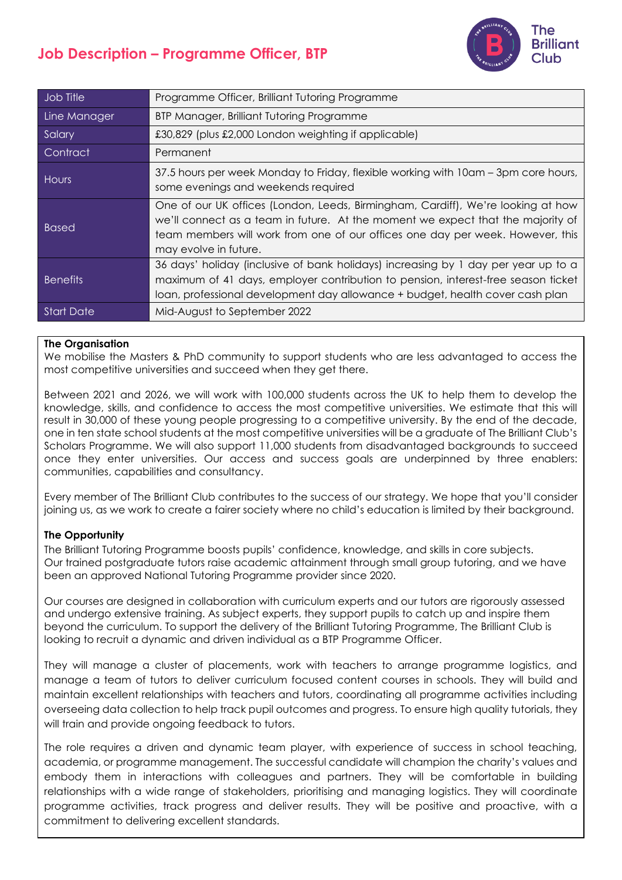# Job Description – Programme Officer, BTP

| Job Title | Programme Officer, Brilliant Tutoring Programme |
|---|---|
| Line Manager | BTP Manager, Brilliant Tutoring Programme |
| Salary | £30,829 (plus £2,000 London weighting if applicable) |
| Contract | Permanent |
| Hours | 37.5 hours per week Monday to Friday, flexible working with 10am – 3pm core hours, some evenings and weekends required |
| Based | One of our UK offices (London, Leeds, Birmingham, Cardiff), We're looking at how we'll connect as a team in future. At the moment we expect that the majority of team members will work from one of our offices one day per week. However, this may evolve in future. |
| Benefits | 36 days' holiday (inclusive of bank holidays) increasing by 1 day per year up to a maximum of 41 days, employer contribution to pension, interest-free season ticket loan, professional development day allowance + budget, health cover cash plan |
| Start Date | Mid-August to September 2022 |

**The Organisation**

We mobilise the Masters & PhD community to support students who are less advantaged to access the most competitive universities and succeed when they get there.

Between 2021 and 2026, we will work with 100,000 students across the UK to help them to develop the knowledge, skills, and confidence to access the most competitive universities. We estimate that this will result in 30,000 of these young people progressing to a competitive university. By the end of the decade, one in ten state school students at the most competitive universities will be a graduate of The Brilliant Club's Scholars Programme. We will also support 11,000 students from disadvantaged backgrounds to succeed once they enter universities. Our access and success goals are underpinned by three enablers: communities, capabilities and consultancy.

Every member of The Brilliant Club contributes to the success of our strategy. We hope that you'll consider joining us, as we work to create a fairer society where no child's education is limited by their background.

**The Opportunity**

The Brilliant Tutoring Programme boosts pupils' confidence, knowledge, and skills in core subjects. Our trained postgraduate tutors raise academic attainment through small group tutoring, and we have been an approved National Tutoring Programme provider since 2020.

Our courses are designed in collaboration with curriculum experts and our tutors are rigorously assessed and undergo extensive training. As subject experts, they support pupils to catch up and inspire them beyond the curriculum. To support the delivery of the Brilliant Tutoring Programme, The Brilliant Club is looking to recruit a dynamic and driven individual as a BTP Programme Officer.

They will manage a cluster of placements, work with teachers to arrange programme logistics, and manage a team of tutors to deliver curriculum focused content courses in schools. They will build and maintain excellent relationships with teachers and tutors, coordinating all programme activities including overseeing data collection to help track pupil outcomes and progress. To ensure high quality tutorials, they will train and provide ongoing feedback to tutors.

The role requires a driven and dynamic team player, with experience of success in school teaching, academia, or programme management. The successful candidate will champion the charity's values and embody them in interactions with colleagues and partners. They will be comfortable in building relationships with a wide range of stakeholders, prioritising and managing logistics. They will coordinate programme activities, track progress and deliver results. They will be positive and proactive, with a commitment to delivering excellent standards.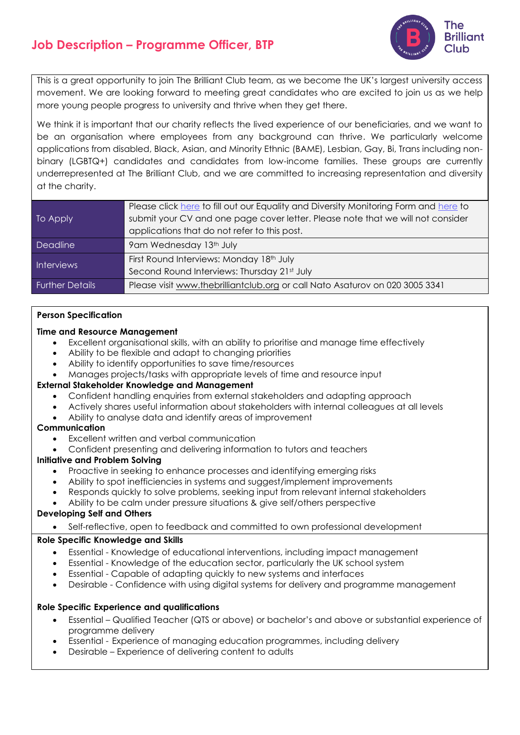# Job Description – Programme Officer, BTP

This is a great opportunity to join The Brilliant Club team, as we become the UK's largest university access movement. We are looking forward to meeting great candidates who are excited to join us as we help more young people progress to university and thrive when they get there.

We think it is important that our charity reflects the lived experience of our beneficiaries, and we want to be an organisation where employees from any background can thrive. We particularly welcome applications from disabled, Black, Asian, and Minority Ethnic (BAME), Lesbian, Gay, Bi, Trans including non-binary (LGBTQ+) candidates and candidates from low-income families. These groups are currently underrepresented at The Brilliant Club, and we are committed to increasing representation and diversity at the charity.

| | |
|---|---|
| To Apply | Please click here to fill out our Equality and Diversity Monitoring Form and here to submit your CV and one page cover letter. Please note that we will not consider applications that do not refer to this post. |
| Deadline | 9am Wednesday 13th July |
| Interviews | First Round Interviews: Monday 18th July<br>Second Round Interviews: Thursday 21st July |
| Further Details | Please visit www.thebrilliantclub.org or call Nato Asaturov on 020 3005 3341 |

**Person Specification**

**Time and Resource Management**

- Excellent organisational skills, with an ability to prioritise and manage time effectively
- Ability to be flexible and adapt to changing priorities
- Ability to identify opportunities to save time/resources
- Manages projects/tasks with appropriate levels of time and resource input

**External Stakeholder Knowledge and Management**

- Confident handling enquiries from external stakeholders and adapting approach
- Actively shares useful information about stakeholders with internal colleagues at all levels
- Ability to analyse data and identify areas of improvement

**Communication**

- Excellent written and verbal communication
- Confident presenting and delivering information to tutors and teachers

**Initiative and Problem Solving**

- Proactive in seeking to enhance processes and identifying emerging risks
- Ability to spot inefficiencies in systems and suggest/implement improvements
- Responds quickly to solve problems, seeking input from relevant internal stakeholders
- Ability to be calm under pressure situations & give self/others perspective

**Developing Self and Others**

- Self-reflective, open to feedback and committed to own professional development

**Role Specific Knowledge and Skills**

- Essential - Knowledge of educational interventions, including impact management
- Essential - Knowledge of the education sector, particularly the UK school system
- Essential - Capable of adapting quickly to new systems and interfaces
- Desirable - Confidence with using digital systems for delivery and programme management

**Role Specific Experience and qualifications**

- Essential – Qualified Teacher (QTS or above) or bachelor's and above or substantial experience of programme delivery
- Essential - Experience of managing education programmes, including delivery
- Desirable – Experience of delivering content to adults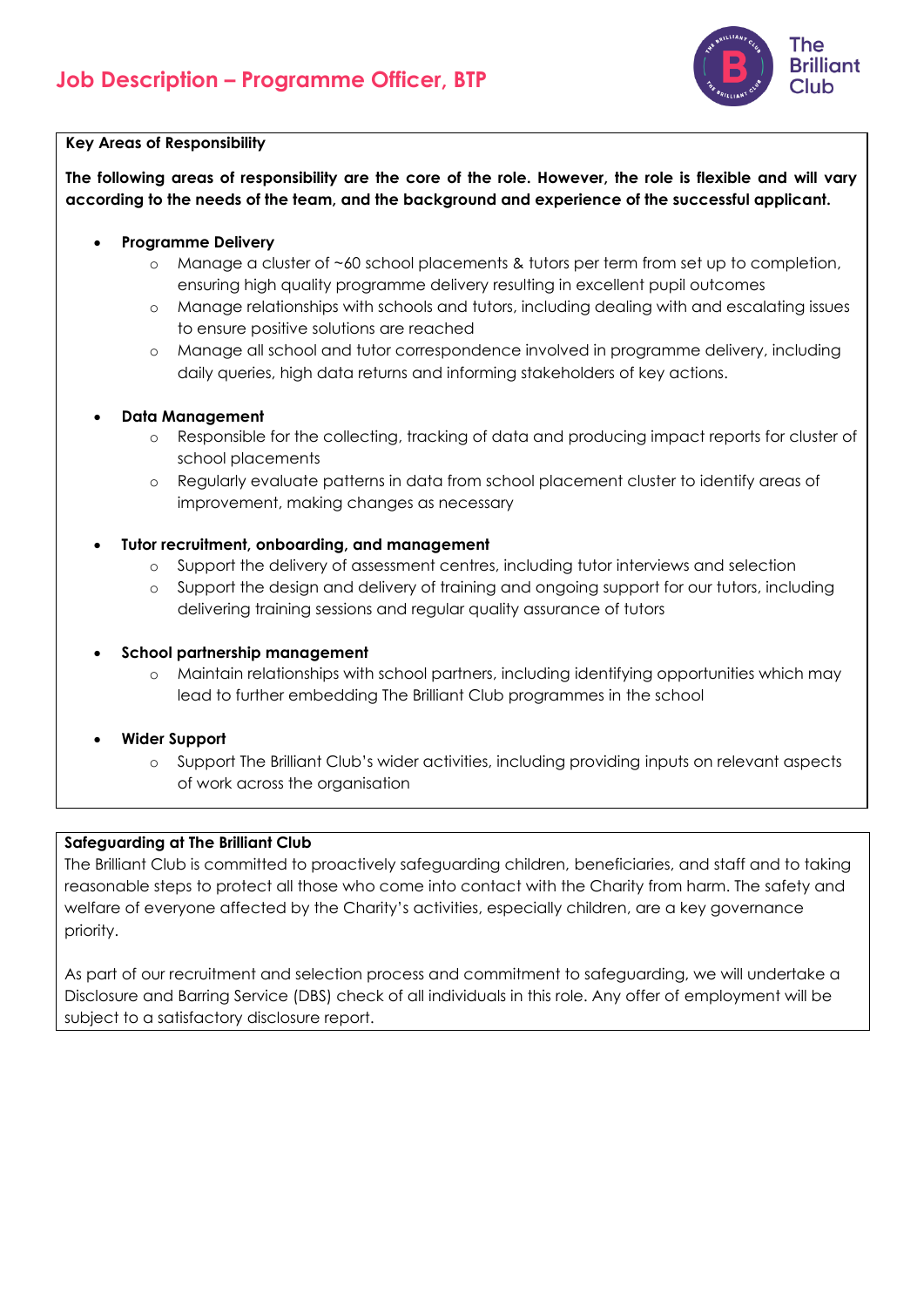# Job Description – Programme Officer, BTP

**Key Areas of Responsibility**

**The following areas of responsibility are the core of the role. However, the role is flexible and will vary according to the needs of the team, and the background and experience of the successful applicant.**

- **Programme Delivery**
  - Manage a cluster of ~60 school placements & tutors per term from set up to completion, ensuring high quality programme delivery resulting in excellent pupil outcomes
  - Manage relationships with schools and tutors, including dealing with and escalating issues to ensure positive solutions are reached
  - Manage all school and tutor correspondence involved in programme delivery, including daily queries, high data returns and informing stakeholders of key actions.
- **Data Management**
  - Responsible for the collecting, tracking of data and producing impact reports for cluster of school placements
  - Regularly evaluate patterns in data from school placement cluster to identify areas of improvement, making changes as necessary
- **Tutor recruitment, onboarding, and management**
  - Support the delivery of assessment centres, including tutor interviews and selection
  - Support the design and delivery of training and ongoing support for our tutors, including delivering training sessions and regular quality assurance of tutors
- **School partnership management**
  - Maintain relationships with school partners, including identifying opportunities which may lead to further embedding The Brilliant Club programmes in the school
- **Wider Support**
  - Support The Brilliant Club's wider activities, including providing inputs on relevant aspects of work across the organisation

**Safeguarding at The Brilliant Club**

The Brilliant Club is committed to proactively safeguarding children, beneficiaries, and staff and to taking reasonable steps to protect all those who come into contact with the Charity from harm. The safety and welfare of everyone affected by the Charity's activities, especially children, are a key governance priority.

As part of our recruitment and selection process and commitment to safeguarding, we will undertake a Disclosure and Barring Service (DBS) check of all individuals in this role. Any offer of employment will be subject to a satisfactory disclosure report.